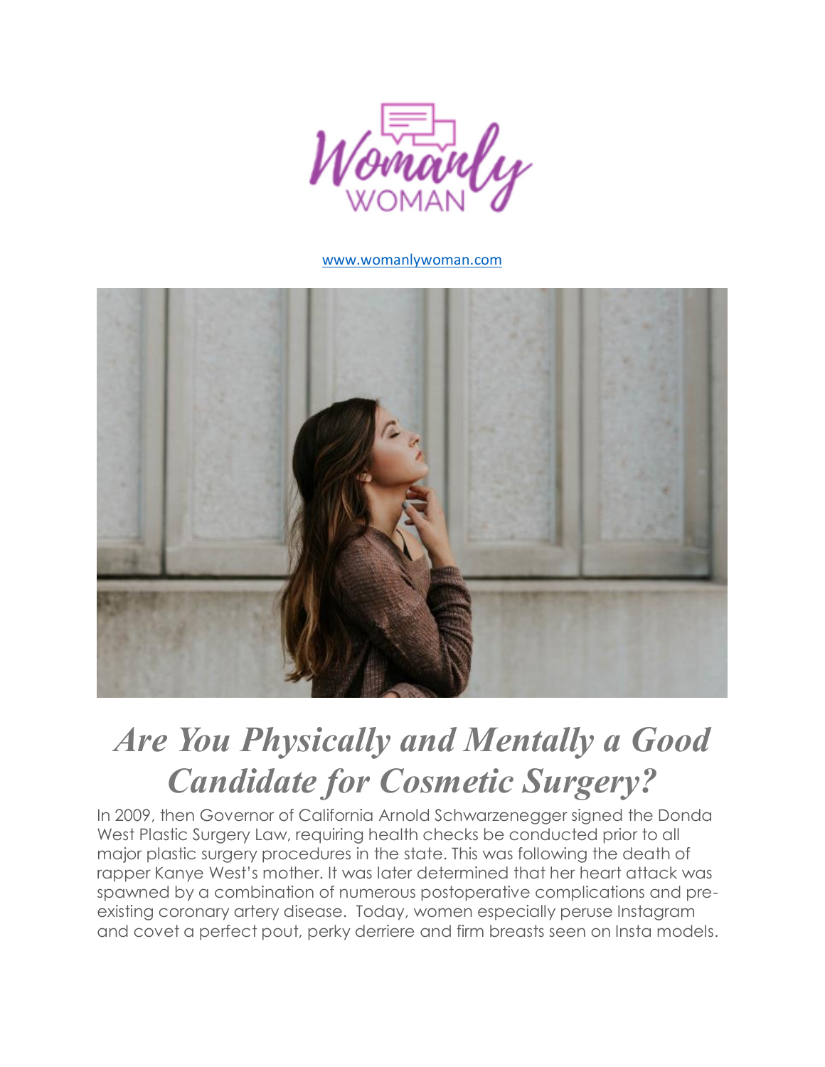www.womanlywoman.com

# *Are You Physically and Mentally a Good Candidate for Cosmetic Surgery?*

In 2009, then Governor of California Arnold Schwarzenegger signed the Donda West Plastic Surgery Law, requiring health checks be conducted prior to all major plastic surgery procedures in the state. This was following the death of rapper Kanye West's mother. It was later determined that her heart attack was spawned by a combination of numerous postoperative complications and pre-existing coronary artery disease. Today, women especially peruse Instagram and covet a perfect pout, perky derriere and firm breasts seen on Insta models.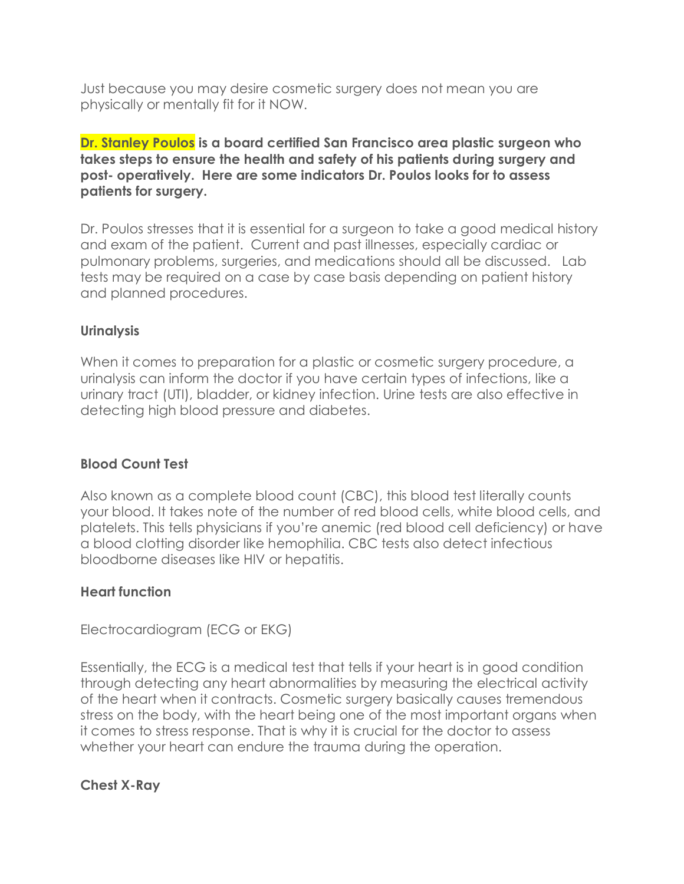Just because you may desire cosmetic surgery does not mean you are physically or mentally fit for it NOW.

**Dr. Stanley Poulos is a board certified San Francisco area plastic surgeon who takes steps to ensure the health and safety of his patients during surgery and post- operatively. Here are some indicators Dr. Poulos looks for to assess patients for surgery.**

Dr. Poulos stresses that it is essential for a surgeon to take a good medical history and exam of the patient. Current and past illnesses, especially cardiac or pulmonary problems, surgeries, and medications should all be discussed. Lab tests may be required on a case by case basis depending on patient history and planned procedures.

**Urinalysis**

When it comes to preparation for a plastic or cosmetic surgery procedure, a urinalysis can inform the doctor if you have certain types of infections, like a urinary tract (UTI), bladder, or kidney infection. Urine tests are also effective in detecting high blood pressure and diabetes.

**Blood Count Test**

Also known as a complete blood count (CBC), this blood test literally counts your blood. It takes note of the number of red blood cells, white blood cells, and platelets. This tells physicians if you're anemic (red blood cell deficiency) or have a blood clotting disorder like hemophilia. CBC tests also detect infectious bloodborne diseases like HIV or hepatitis.

**Heart function**

Electrocardiogram (ECG or EKG)

Essentially, the ECG is a medical test that tells if your heart is in good condition through detecting any heart abnormalities by measuring the electrical activity of the heart when it contracts. Cosmetic surgery basically causes tremendous stress on the body, with the heart being one of the most important organs when it comes to stress response. That is why it is crucial for the doctor to assess whether your heart can endure the trauma during the operation.

**Chest X-Ray**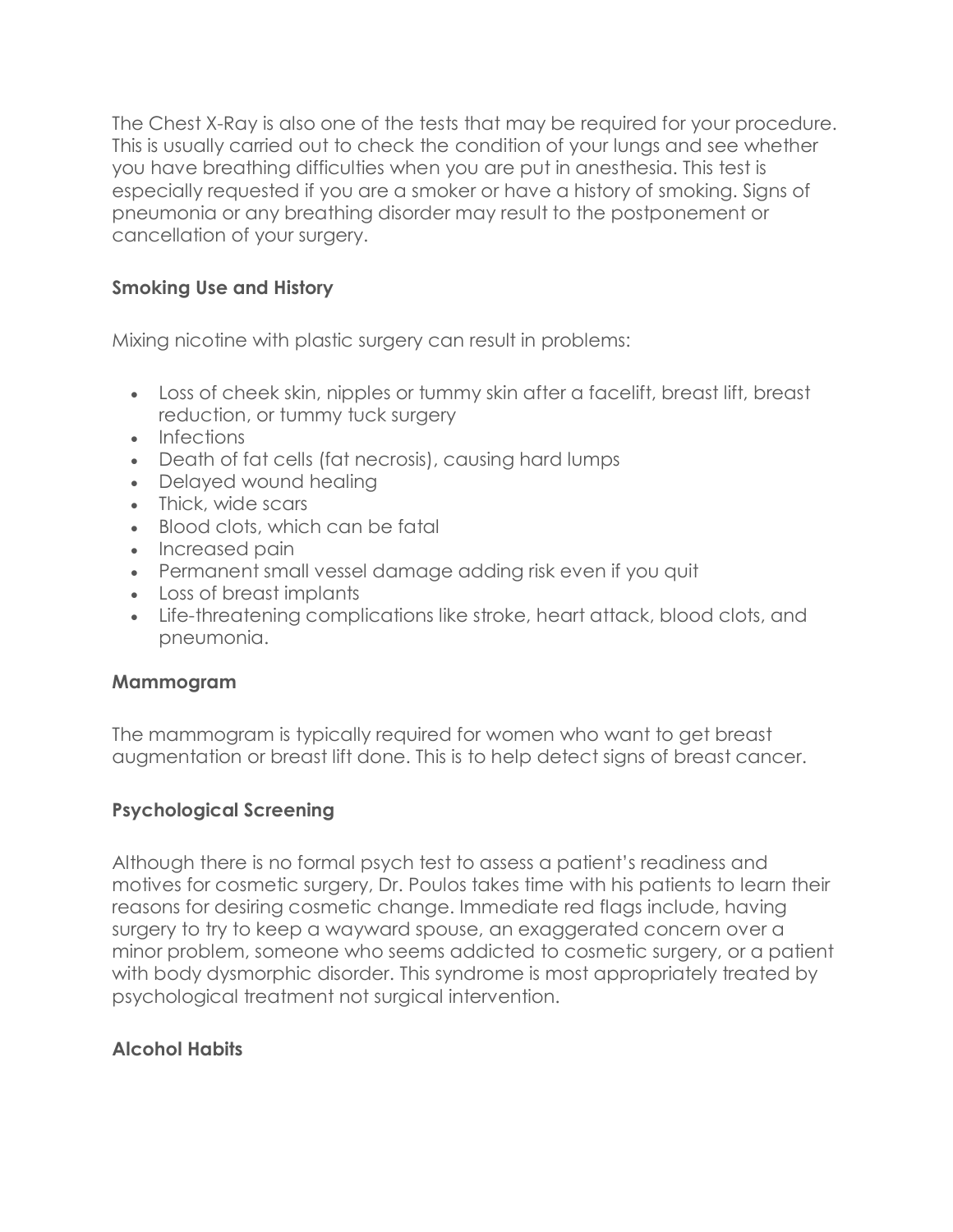The Chest X-Ray is also one of the tests that may be required for your procedure. This is usually carried out to check the condition of your lungs and see whether you have breathing difficulties when you are put in anesthesia. This test is especially requested if you are a smoker or have a history of smoking. Signs of pneumonia or any breathing disorder may result to the postponement or cancellation of your surgery.

**Smoking Use and History**

Mixing nicotine with plastic surgery can result in problems:

- Loss of cheek skin, nipples or tummy skin after a facelift, breast lift, breast reduction, or tummy tuck surgery
- Infections
- Death of fat cells (fat necrosis), causing hard lumps
- Delayed wound healing
- Thick, wide scars
- Blood clots, which can be fatal
- Increased pain
- Permanent small vessel damage adding risk even if you quit
- Loss of breast implants
- Life-threatening complications like stroke, heart attack, blood clots, and pneumonia.

**Mammogram**

The mammogram is typically required for women who want to get breast augmentation or breast lift done. This is to help detect signs of breast cancer.

**Psychological Screening**

Although there is no formal psych test to assess a patient's readiness and motives for cosmetic surgery, Dr. Poulos takes time with his patients to learn their reasons for desiring cosmetic change. Immediate red flags include, having surgery to try to keep a wayward spouse, an exaggerated concern over a minor problem, someone who seems addicted to cosmetic surgery, or a patient with body dysmorphic disorder. This syndrome is most appropriately treated by psychological treatment not surgical intervention.

**Alcohol Habits**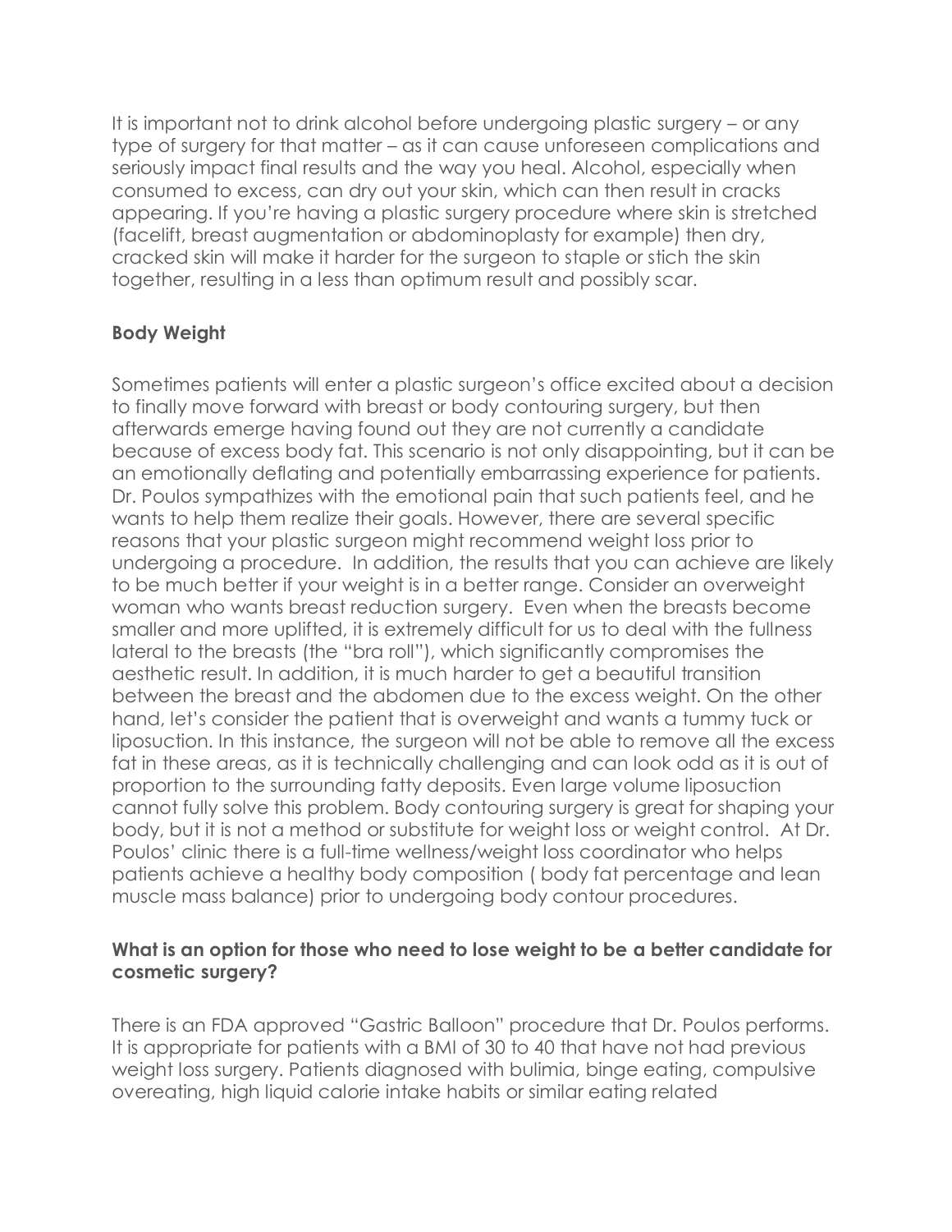It is important not to drink alcohol before undergoing plastic surgery – or any type of surgery for that matter – as it can cause unforeseen complications and seriously impact final results and the way you heal. Alcohol, especially when consumed to excess, can dry out your skin, which can then result in cracks appearing. If you're having a plastic surgery procedure where skin is stretched (facelift, breast augmentation or abdominoplasty for example) then dry, cracked skin will make it harder for the surgeon to staple or stich the skin together, resulting in a less than optimum result and possibly scar.

**Body Weight**

Sometimes patients will enter a plastic surgeon's office excited about a decision to finally move forward with breast or body contouring surgery, but then afterwards emerge having found out they are not currently a candidate because of excess body fat. This scenario is not only disappointing, but it can be an emotionally deflating and potentially embarrassing experience for patients. Dr. Poulos sympathizes with the emotional pain that such patients feel, and he wants to help them realize their goals. However, there are several specific reasons that your plastic surgeon might recommend weight loss prior to undergoing a procedure. In addition, the results that you can achieve are likely to be much better if your weight is in a better range. Consider an overweight woman who wants breast reduction surgery. Even when the breasts become smaller and more uplifted, it is extremely difficult for us to deal with the fullness lateral to the breasts (the "bra roll"), which significantly compromises the aesthetic result. In addition, it is much harder to get a beautiful transition between the breast and the abdomen due to the excess weight. On the other hand, let's consider the patient that is overweight and wants a tummy tuck or liposuction. In this instance, the surgeon will not be able to remove all the excess fat in these areas, as it is technically challenging and can look odd as it is out of proportion to the surrounding fatty deposits. Even large volume liposuction cannot fully solve this problem. Body contouring surgery is great for shaping your body, but it is not a method or substitute for weight loss or weight control. At Dr. Poulos' clinic there is a full-time wellness/weight loss coordinator who helps patients achieve a healthy body composition ( body fat percentage and lean muscle mass balance) prior to undergoing body contour procedures.

**What is an option for those who need to lose weight to be a better candidate for cosmetic surgery?**

There is an FDA approved "Gastric Balloon" procedure that Dr. Poulos performs. It is appropriate for patients with a BMI of 30 to 40 that have not had previous weight loss surgery. Patients diagnosed with bulimia, binge eating, compulsive overeating, high liquid calorie intake habits or similar eating related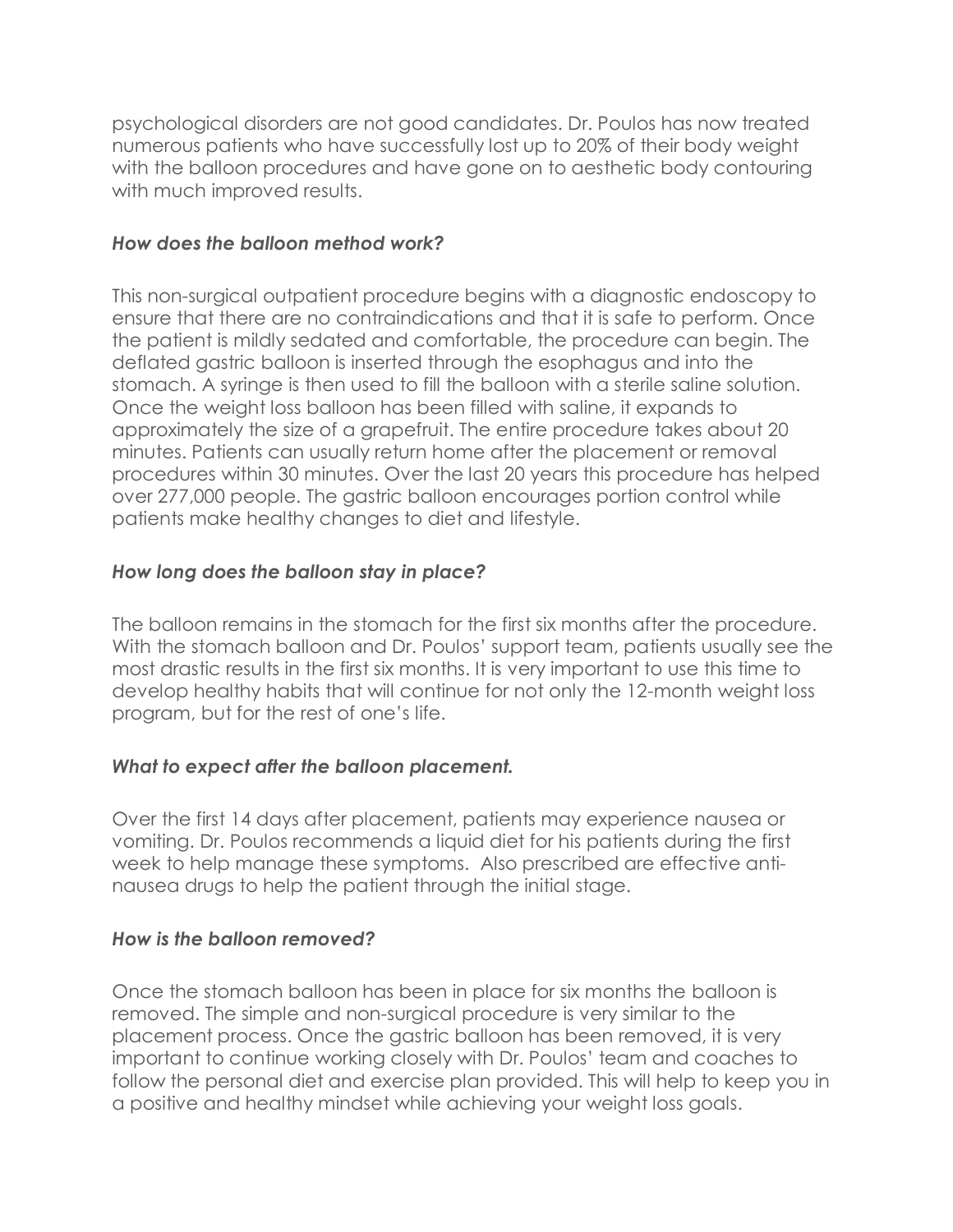psychological disorders are not good candidates. Dr. Poulos has now treated numerous patients who have successfully lost up to 20% of their body weight with the balloon procedures and have gone on to aesthetic body contouring with much improved results.

***How does the balloon method work?***

This non-surgical outpatient procedure begins with a diagnostic endoscopy to ensure that there are no contraindications and that it is safe to perform. Once the patient is mildly sedated and comfortable, the procedure can begin. The deflated gastric balloon is inserted through the esophagus and into the stomach. A syringe is then used to fill the balloon with a sterile saline solution. Once the weight loss balloon has been filled with saline, it expands to approximately the size of a grapefruit. The entire procedure takes about 20 minutes. Patients can usually return home after the placement or removal procedures within 30 minutes. Over the last 20 years this procedure has helped over 277,000 people. The gastric balloon encourages portion control while patients make healthy changes to diet and lifestyle.

***How long does the balloon stay in place?***

The balloon remains in the stomach for the first six months after the procedure. With the stomach balloon and Dr. Poulos' support team, patients usually see the most drastic results in the first six months. It is very important to use this time to develop healthy habits that will continue for not only the 12-month weight loss program, but for the rest of one's life.

***What to expect after the balloon placement.***

Over the first 14 days after placement, patients may experience nausea or vomiting. Dr. Poulos recommends a liquid diet for his patients during the first week to help manage these symptoms. Also prescribed are effective anti-nausea drugs to help the patient through the initial stage.

***How is the balloon removed?***

Once the stomach balloon has been in place for six months the balloon is removed. The simple and non-surgical procedure is very similar to the placement process. Once the gastric balloon has been removed, it is very important to continue working closely with Dr. Poulos' team and coaches to follow the personal diet and exercise plan provided. This will help to keep you in a positive and healthy mindset while achieving your weight loss goals.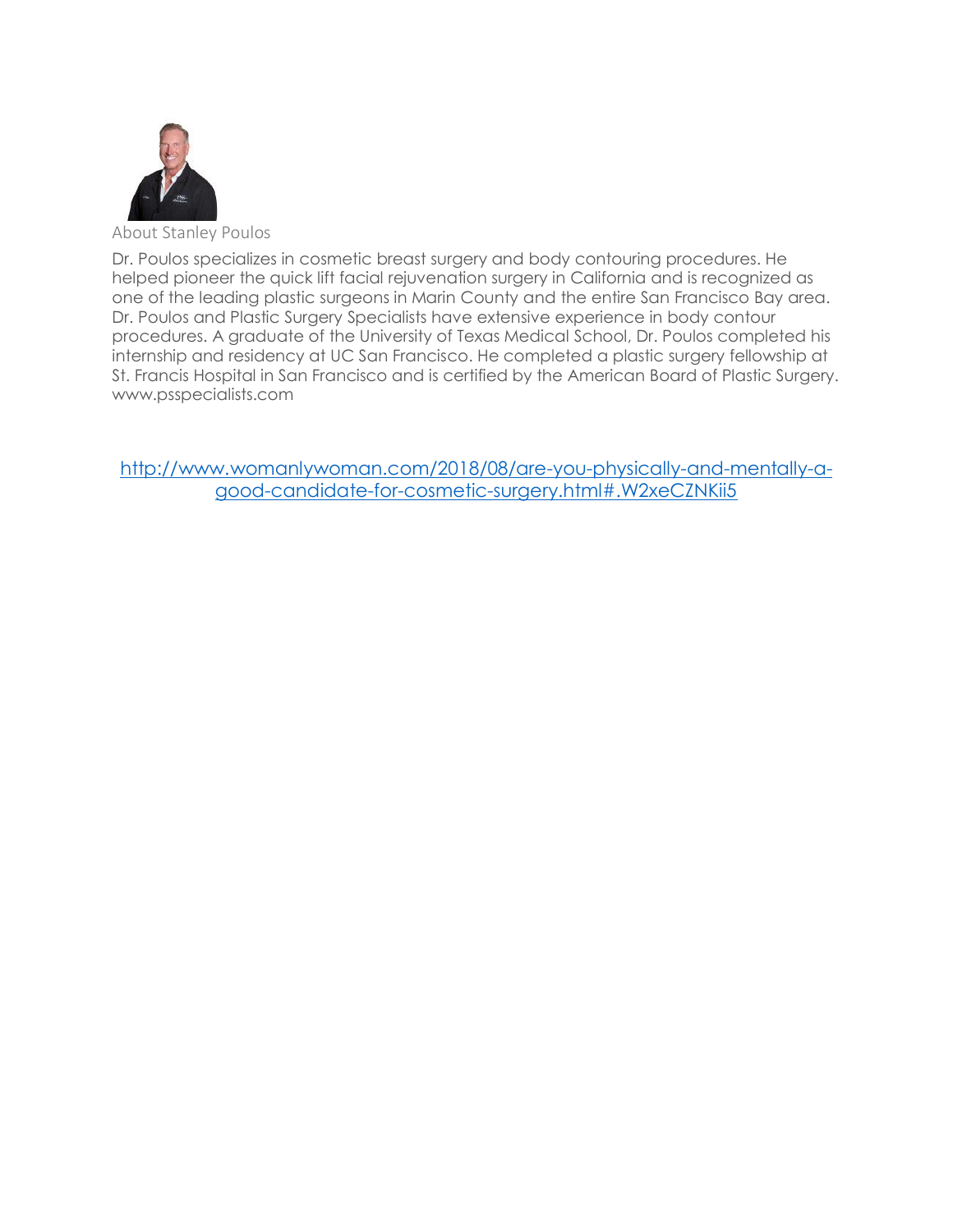About Stanley Poulos

Dr. Poulos specializes in cosmetic breast surgery and body contouring procedures. He helped pioneer the quick lift facial rejuvenation surgery in California and is recognized as one of the leading plastic surgeons in Marin County and the entire San Francisco Bay area. Dr. Poulos and Plastic Surgery Specialists have extensive experience in body contour procedures. A graduate of the University of Texas Medical School, Dr. Poulos completed his internship and residency at UC San Francisco. He completed a plastic surgery fellowship at St. Francis Hospital in San Francisco and is certified by the American Board of Plastic Surgery. www.psspecialists.com

[http://www.womanlywoman.com/2018/08/are-you-physically-and-mentally-a-good-candidate-for-cosmetic-surgery.html#.W2xeCZNKii5](http://www.womanlywoman.com/2018/08/are-you-physically-and-mentally-a-good-candidate-for-cosmetic-surgery.html#.W2xeCZNKii5)